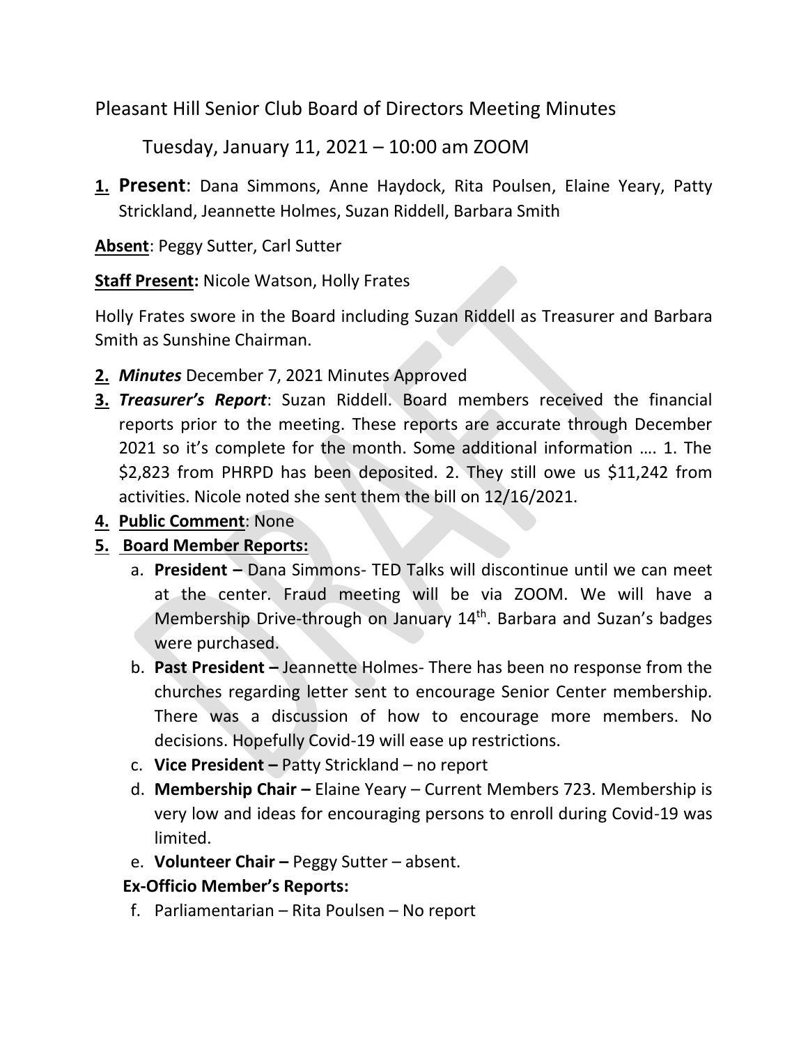# Pleasant Hill Senior Club Board of Directors Meeting Minutes

## Tuesday, January 11, 2021 – 10:00 am ZOOM

1. **Present**: Dana Simmons, Anne Haydock, Rita Poulsen, Elaine Yeary, Patty Strickland, Jeannette Holmes, Suzan Riddell, Barbara Smith

**Absent**: Peggy Sutter, Carl Sutter

**Staff Present:** Nicole Watson, Holly Frates

Holly Frates swore in the Board including Suzan Riddell as Treasurer and Barbara Smith as Sunshine Chairman.

2. ***Minutes*** December 7, 2021 Minutes Approved
3. ***Treasurer's Report***: Suzan Riddell. Board members received the financial reports prior to the meeting. These reports are accurate through December 2021 so it's complete for the month. Some additional information …. 1. The $2,823 from PHRPD has been deposited. 2. They still owe us $11,242 from activities. Nicole noted she sent them the bill on 12/16/2021.
4. **Public Comment**: None
5. **Board Member Reports:**
   a. **President –** Dana Simmons- TED Talks will discontinue until we can meet at the center. Fraud meeting will be via ZOOM. We will have a Membership Drive-through on January 14th. Barbara and Suzan's badges were purchased.
   b. **Past President –** Jeannette Holmes- There has been no response from the churches regarding letter sent to encourage Senior Center membership. There was a discussion of how to encourage more members. No decisions. Hopefully Covid-19 will ease up restrictions.
   c. **Vice President –** Patty Strickland – no report
   d. **Membership Chair –** Elaine Yeary – Current Members 723. Membership is very low and ideas for encouraging persons to enroll during Covid-19 was limited.
   e. **Volunteer Chair –** Peggy Sutter – absent.

   **Ex-Officio Member's Reports:**

   f. Parliamentarian – Rita Poulsen – No report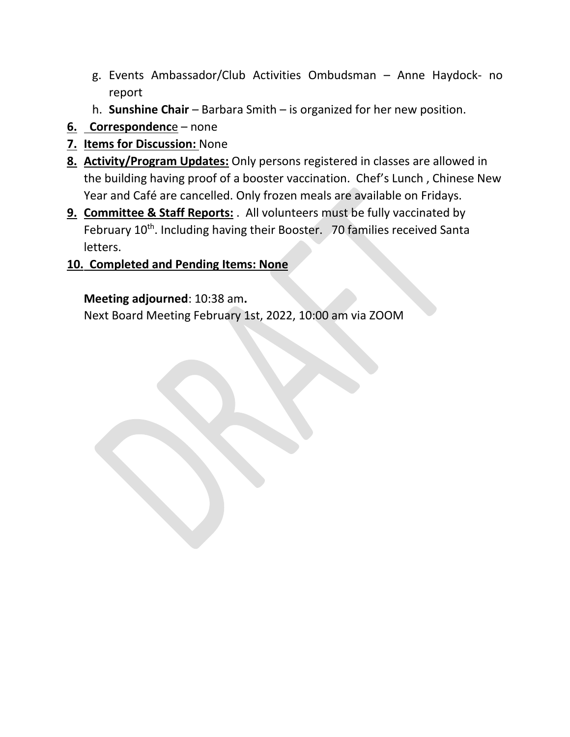g. Events Ambassador/Club Activities Ombudsman – Anne Haydock- no report
h. **Sunshine Chair** – Barbara Smith – is organized for her new position.

6. **Correspondenc**e – none
7. **Items for Discussion:** None
8. **Activity/Program Updates:** Only persons registered in classes are allowed in the building having proof of a booster vaccination. Chef's Lunch , Chinese New Year and Café are cancelled. Only frozen meals are available on Fridays.
9. **Committee & Staff Reports:** . All volunteers must be fully vaccinated by February 10th. Including having their Booster. 70 families received Santa letters.
10. **Completed and Pending Items: None**

**Meeting adjourned**: 10:38 am**.**

Next Board Meeting February 1st, 2022, 10:00 am via ZOOM

DRAFT